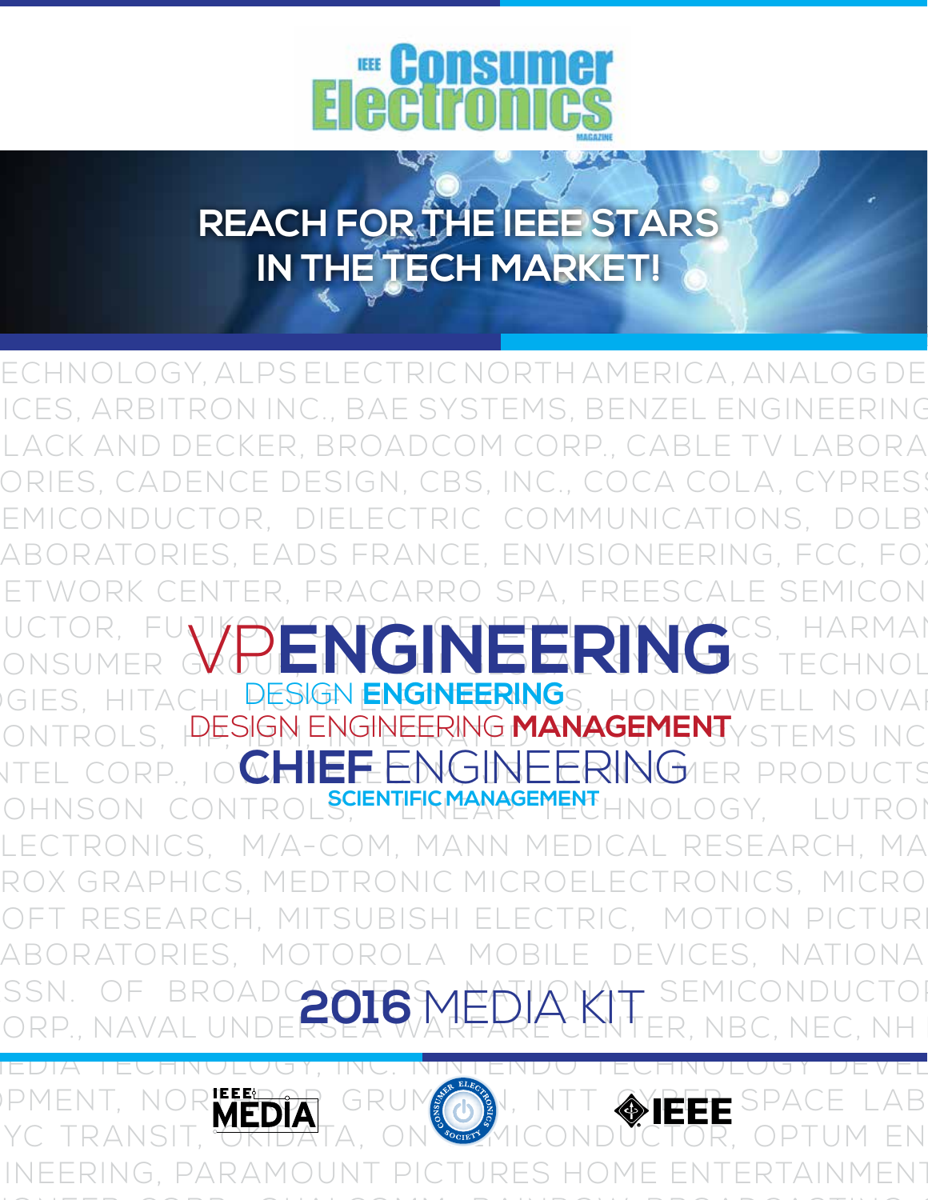# IEEE Consumer Electronics Magazine

## REACH FOR THE IEEE STARS IN THE TECH MARKET!

ECHNOLOGY, ALPS ELECTRIC NORTH AMERICA, ANALOG DE ICES, ARBITRON INC., BAE SYSTEMS, BENZEL ENGINEERING LACK AND DECKER, BROADCOM CORP., CABLE TV LABORA ORIES, CADENCE DESIGN, CBS, INC., COCA COLA, CYPRESS EMICONDUCTOR, DIELECTRIC COMMUNICATIONS, DOLBY ABORATORIES, EADS FRANCE, ENVISIONEERING, FCC, FOX ETWORK CENTER, FRACARRO SPA, FREESCALE SEMICON UCTOR, FUJIKOM CORP., GENERAL DYNAMICS, HARMAN ONSUMER GROUP, HITACHI GLOBAL SYSTEMS TECHNOL OGIES, HITACHI HOME ELECTRONICS, HONEYWELL NOVAR ONTROLS, HP, IBM, INTEGRATED CIRCUITS SYSTEMS INC NTEL CORP., IOMEGA, JVC CONSUMER PRODUCTS OHNSON CONTROLS, LINEAR TECHNOLOGY, LUTRON LECTRONICS, M/A-COM, MANN MEDICAL RESEARCH, MA ROX GRAPHICS, MEDTRONIC MICROELECTRONICS, MICRO OFT RESEARCH, MITSUBISHI ELECTRIC, MOTION PICTURE ABORATORIES, MOTOROLA MOBILE DEVICES, NATIONA SSN. OF BROADCASTERS, NATIONAL SEMICONDUCTOR ORP., NAVAL UNDERSEA WARFARE CENTER, NBC, NEC, NH EDIA TECHNOLOGY, INC. NINTENDO TECHNOLOGY DEVEL OPMENT, NORTHROP GRUMMAN, NTT CYBER SPACE LAB YC TRANSIT, OKIDATA, ON SEMICONDUCTOR, OPTUM EN INEERING, PARAMOUNT PICTURES HOME ENTERTAINMENT

**VP ENGINEERING**

**DESIGN ENGINEERING**

**DESIGN ENGINEERING MANAGEMENT**

**CHIEF ENGINEERING**

**SCIENTIFIC MANAGEMENT**

## 2016 MEDIA KIT

IEEE MEDIA | Consumer Electronics Society | IEEE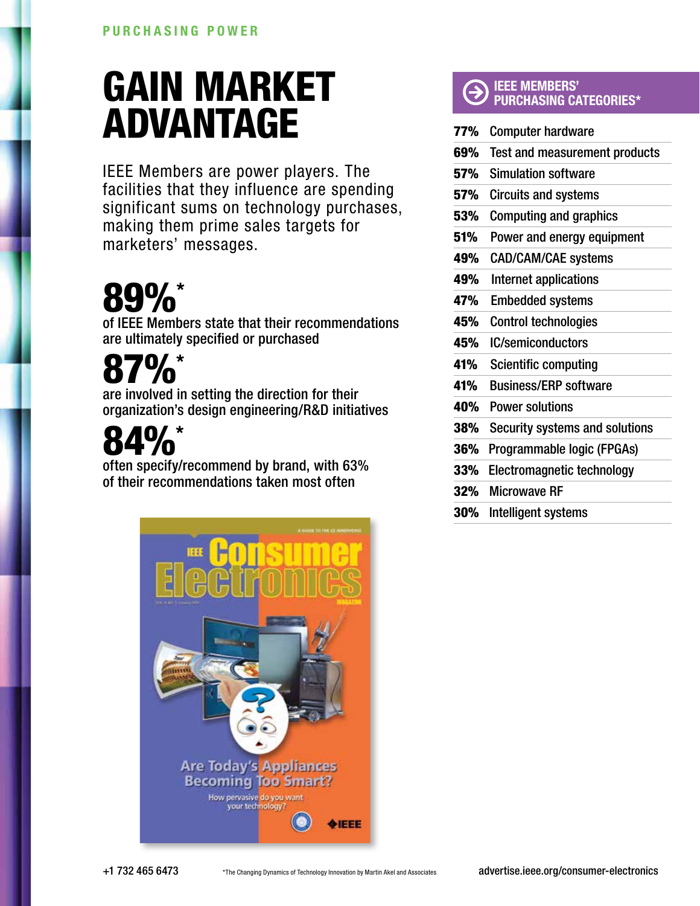PURCHASING POWER

# GAIN MARKET ADVANTAGE

IEEE Members are power players. The facilities that they influence are spending significant sums on technology purchases, making them prime sales targets for marketers' messages.

## 89%*

of IEEE Members state that their recommendations are ultimately specified or purchased

## 87%*

are involved in setting the direction for their organization's design engineering/R&D initiatives

## 84%*

often specify/recommend by brand, with 63% of their recommendations taken most often

## IEEE MEMBERS' PURCHASING CATEGORIES*

| | |
|---|---|
| 77% | Computer hardware |
| 69% | Test and measurement products |
| 57% | Simulation software |
| 57% | Circuits and systems |
| 53% | Computing and graphics |
| 51% | Power and energy equipment |
| 49% | CAD/CAM/CAE systems |
| 49% | Internet applications |
| 47% | Embedded systems |
| 45% | Control technologies |
| 45% | IC/semiconductors |
| 41% | Scientific computing |
| 41% | Business/ERP software |
| 40% | Power solutions |
| 38% | Security systems and solutions |
| 36% | Programmable logic (FPGAs) |
| 33% | Electromagnetic technology |
| 32% | Microwave RF |
| 30% | Intelligent systems |

+1 732 465 6473

*The Changing Dynamics of Technology Innovation by Martin Akel and Associates

advertise.ieee.org/consumer-electronics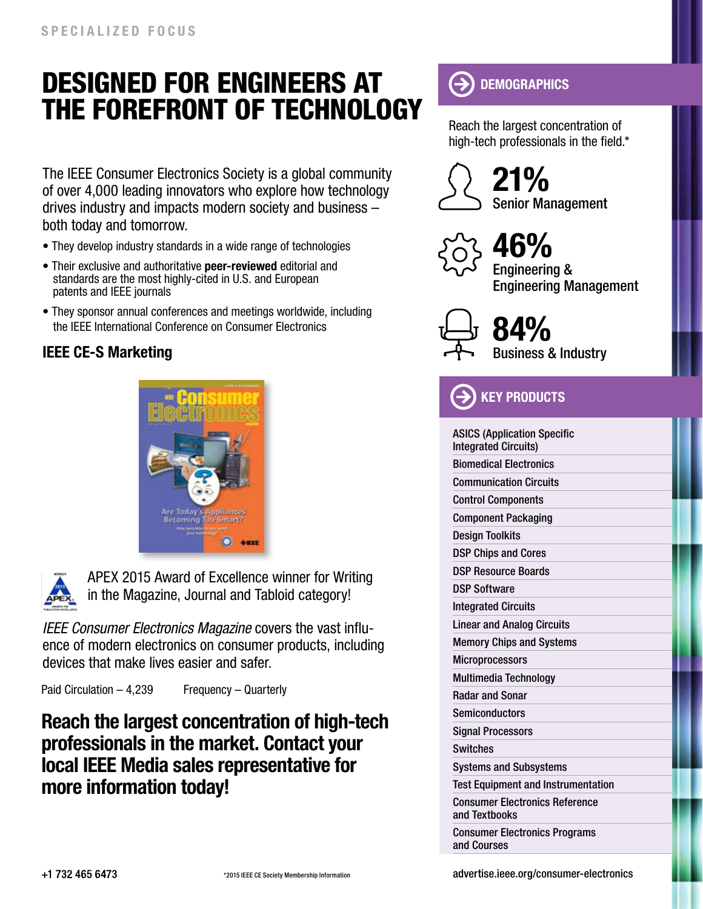SPECIALIZED FOCUS

# DESIGNED FOR ENGINEERS AT THE FOREFRONT OF TECHNOLOGY

The IEEE Consumer Electronics Society is a global community of over 4,000 leading innovators who explore how technology drives industry and impacts modern society and business – both today and tomorrow.

- They develop industry standards in a wide range of technologies
- Their exclusive and authoritative **peer-reviewed** editorial and standards are the most highly-cited in U.S. and European patents and IEEE journals
- They sponsor annual conferences and meetings worldwide, including the IEEE International Conference on Consumer Electronics

## IEEE CE-S Marketing

APEX 2015 Award of Excellence winner for Writing in the Magazine, Journal and Tabloid category!

*IEEE Consumer Electronics Magazine* covers the vast influence of modern electronics on consumer products, including devices that make lives easier and safer.

Paid Circulation – 4,239 Frequency – Quarterly

## Reach the largest concentration of high-tech professionals in the market. Contact your local IEEE Media sales representative for more information today!

## DEMOGRAPHICS

Reach the largest concentration of high-tech professionals in the field.*

**21%** Senior Management

**46%** Engineering & Engineering Management

**84%** Business & Industry

## KEY PRODUCTS

- ASICS (Application Specific Integrated Circuits)
- Biomedical Electronics
- Communication Circuits
- Control Components
- Component Packaging
- Design Toolkits
- DSP Chips and Cores
- DSP Resource Boards
- DSP Software
- Integrated Circuits
- Linear and Analog Circuits
- Memory Chips and Systems
- Microprocessors
- Multimedia Technology
- Radar and Sonar
- Semiconductors
- Signal Processors
- Switches
- Systems and Subsystems
- Test Equipment and Instrumentation
- Consumer Electronics Reference and Textbooks
- Consumer Electronics Programs and Courses

+1 732 465 6473

*2015 IEEE CE Society Membership Information

advertise.ieee.org/consumer-electronics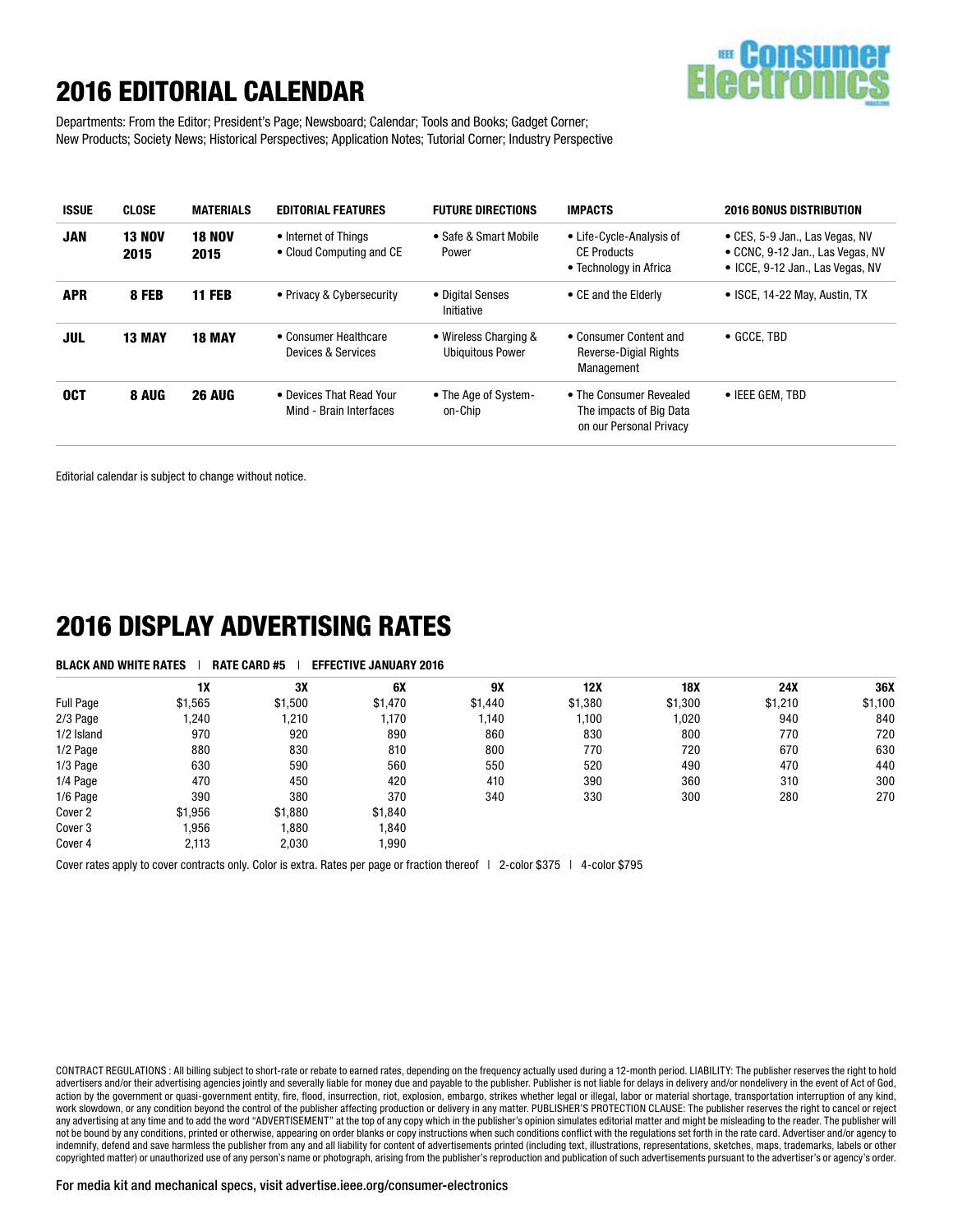# 2016 EDITORIAL CALENDAR

Departments: From the Editor; President's Page; Newsboard; Calendar; Tools and Books; Gadget Corner; New Products; Society News; Historical Perspectives; Application Notes; Tutorial Corner; Industry Perspective

| ISSUE | CLOSE | MATERIALS | EDITORIAL FEATURES | FUTURE DIRECTIONS | IMPACTS | 2016 BONUS DISTRIBUTION |
|---|---|---|---|---|---|---|
| **JAN** | **13 NOV 2015** | **18 NOV 2015** | • Internet of Things<br>• Cloud Computing and CE | • Safe & Smart Mobile Power | • Life-Cycle-Analysis of CE Products<br>• Technology in Africa | • CES, 5-9 Jan., Las Vegas, NV<br>• CCNC, 9-12 Jan., Las Vegas, NV<br>• ICCE, 9-12 Jan., Las Vegas, NV |
| **APR** | **8 FEB** | **11 FEB** | • Privacy & Cybersecurity | • Digital Senses Initiative | • CE and the Elderly | • ISCE, 14-22 May, Austin, TX |
| **JUL** | **13 MAY** | **18 MAY** | • Consumer Healthcare Devices & Services | • Wireless Charging & Ubiquitous Power | • Consumer Content and Reverse-Digial Rights Management | • GCCE, TBD |
| **OCT** | **8 AUG** | **26 AUG** | • Devices That Read Your Mind - Brain Interfaces | • The Age of System-on-Chip | • The Consumer Revealed The impacts of Big Data on our Personal Privacy | • IEEE GEM, TBD |

Editorial calendar is subject to change without notice.

# 2016 DISPLAY ADVERTISING RATES

**BLACK AND WHITE RATES | RATE CARD #5 | EFFECTIVE JANUARY 2016**

| | 1X | 3X | 6X | 9X | 12X | 18X | 24X | 36X |
|---|---|---|---|---|---|---|---|---|
| Full Page | $1,565 | $1,500 | $1,470 | $1,440 | $1,380 | $1,300 | $1,210 | $1,100 |
| 2/3 Page | 1,240 | 1,210 | 1,170 | 1,140 | 1,100 | 1,020 | 940 | 840 |
| 1/2 Island | 970 | 920 | 890 | 860 | 830 | 800 | 770 | 720 |
| 1/2 Page | 880 | 830 | 810 | 800 | 770 | 720 | 670 | 630 |
| 1/3 Page | 630 | 590 | 560 | 550 | 520 | 490 | 470 | 440 |
| 1/4 Page | 470 | 450 | 420 | 410 | 390 | 360 | 310 | 300 |
| 1/6 Page | 390 | 380 | 370 | 340 | 330 | 300 | 280 | 270 |
| Cover 2 | $1,956 | $1,880 | $1,840 | | | | | |
| Cover 3 | 1,956 | 1,880 | 1,840 | | | | | |
| Cover 4 | 2,113 | 2,030 | 1,990 | | | | | |

Cover rates apply to cover contracts only. Color is extra. Rates per page or fraction thereof | 2-color $375 | 4-color $795

CONTRACT REGULATIONS : All billing subject to short-rate or rebate to earned rates, depending on the frequency actually used during a 12-month period. LIABILITY: The publisher reserves the right to hold advertisers and/or their advertising agencies jointly and severally liable for money due and payable to the publisher. Publisher is not liable for delays in delivery and/or nondelivery in the event of Act of God, action by the government or quasi-government entity, fire, flood, insurrection, riot, explosion, embargo, strikes whether legal or illegal, labor or material shortage, transportation interruption of any kind, work slowdown, or any condition beyond the control of the publisher affecting production or delivery in any matter. PUBLISHER'S PROTECTION CLAUSE: The publisher reserves the right to cancel or reject any advertising at any time and to add the word "ADVERTISEMENT" at the top of any copy which in the publisher's opinion simulates editorial matter and might be misleading to the reader. The publisher will not be bound by any conditions, printed or otherwise, appearing on order blanks or copy instructions when such conditions conflict with the regulations set forth in the rate card. Advertiser and/or agency to indemnify, defend and save harmless the publisher from any and all liability for content of advertisements printed (including text, illustrations, representations, sketches, maps, trademarks, labels or other copyrighted matter) or unauthorized use of any person's name or photograph, arising from the publisher's reproduction and publication of such advertisements pursuant to the advertiser's or agency's order.

For media kit and mechanical specs, visit advertise.ieee.org/consumer-electronics